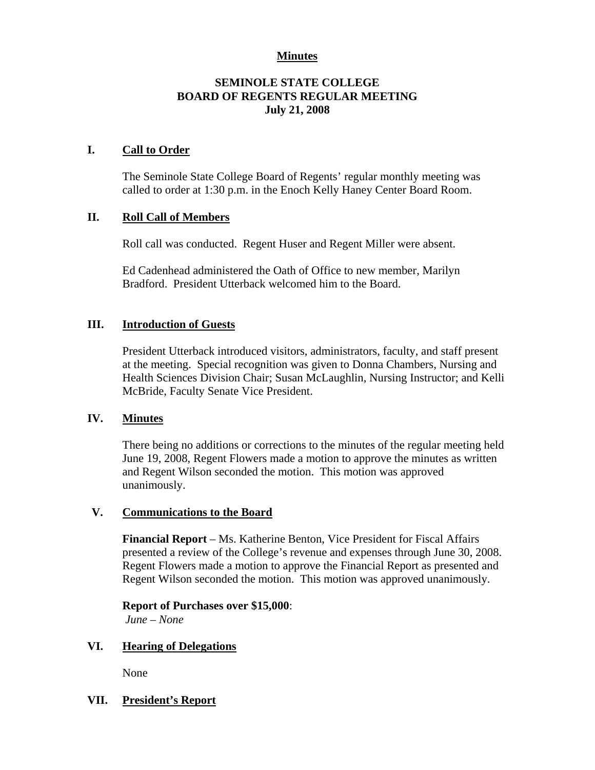**Minutes**

# SEMINOLE STATE COLLEGE
# BOARD OF REGENTS REGULAR MEETING
# July 21, 2008

## I. Call to Order

The Seminole State College Board of Regents' regular monthly meeting was called to order at 1:30 p.m. in the Enoch Kelly Haney Center Board Room.

## II. Roll Call of Members

Roll call was conducted. Regent Huser and Regent Miller were absent.

Ed Cadenhead administered the Oath of Office to new member, Marilyn Bradford. President Utterback welcomed him to the Board.

## III. Introduction of Guests

President Utterback introduced visitors, administrators, faculty, and staff present at the meeting. Special recognition was given to Donna Chambers, Nursing and Health Sciences Division Chair; Susan McLaughlin, Nursing Instructor; and Kelli McBride, Faculty Senate Vice President.

## IV. Minutes

There being no additions or corrections to the minutes of the regular meeting held June 19, 2008, Regent Flowers made a motion to approve the minutes as written and Regent Wilson seconded the motion. This motion was approved unanimously.

## V. Communications to the Board

**Financial Report** – Ms. Katherine Benton, Vice President for Fiscal Affairs presented a review of the College's revenue and expenses through June 30, 2008. Regent Flowers made a motion to approve the Financial Report as presented and Regent Wilson seconded the motion. This motion was approved unanimously.

**Report of Purchases over $15,000**:
*June – None*

## VI. Hearing of Delegations

None

## VII. President's Report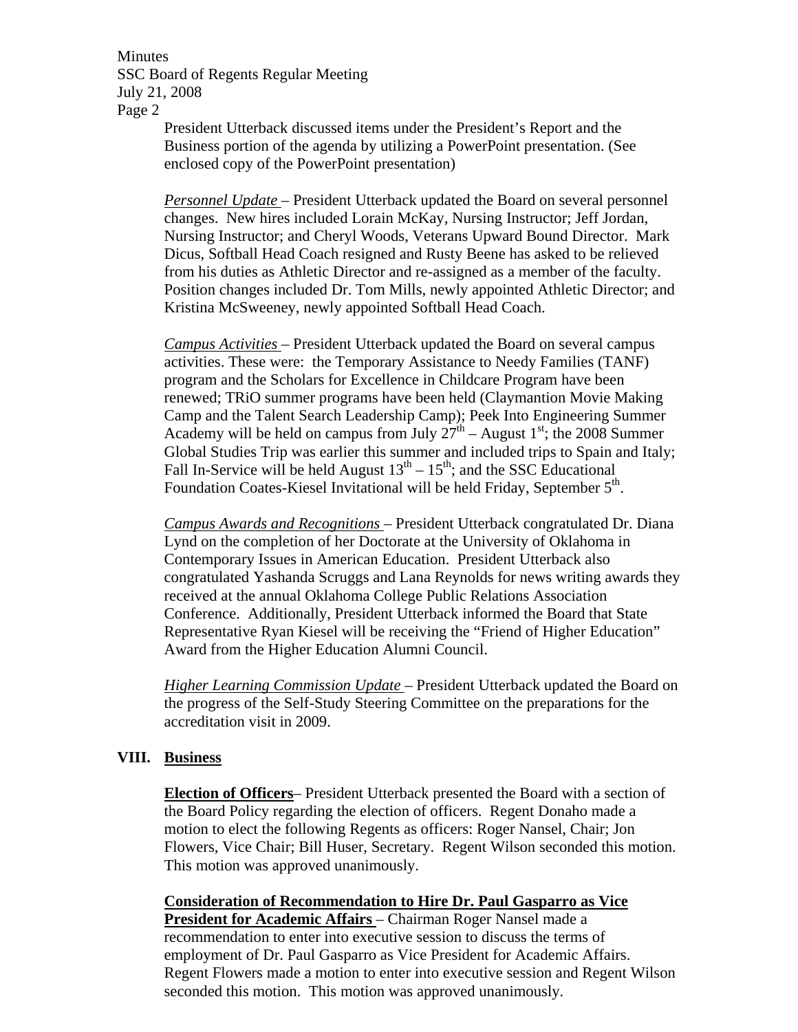President Utterback discussed items under the President's Report and the Business portion of the agenda by utilizing a PowerPoint presentation. (See enclosed copy of the PowerPoint presentation)

*Personnel Update* – President Utterback updated the Board on several personnel changes. New hires included Lorain McKay, Nursing Instructor; Jeff Jordan, Nursing Instructor; and Cheryl Woods, Veterans Upward Bound Director. Mark Dicus, Softball Head Coach resigned and Rusty Beene has asked to be relieved from his duties as Athletic Director and re-assigned as a member of the faculty. Position changes included Dr. Tom Mills, newly appointed Athletic Director; and Kristina McSweeney, newly appointed Softball Head Coach.

*Campus Activities* – President Utterback updated the Board on several campus activities. These were: the Temporary Assistance to Needy Families (TANF) program and the Scholars for Excellence in Childcare Program have been renewed; TRiO summer programs have been held (Claymantion Movie Making Camp and the Talent Search Leadership Camp); Peek Into Engineering Summer Academy will be held on campus from July 27th – August 1st; the 2008 Summer Global Studies Trip was earlier this summer and included trips to Spain and Italy; Fall In-Service will be held August 13th – 15th; and the SSC Educational Foundation Coates-Kiesel Invitational will be held Friday, September 5th.

*Campus Awards and Recognitions* – President Utterback congratulated Dr. Diana Lynd on the completion of her Doctorate at the University of Oklahoma in Contemporary Issues in American Education. President Utterback also congratulated Yashanda Scruggs and Lana Reynolds for news writing awards they received at the annual Oklahoma College Public Relations Association Conference. Additionally, President Utterback informed the Board that State Representative Ryan Kiesel will be receiving the "Friend of Higher Education" Award from the Higher Education Alumni Council.

*Higher Learning Commission Update* – President Utterback updated the Board on the progress of the Self-Study Steering Committee on the preparations for the accreditation visit in 2009.

## VIII. Business

**Election of Officers**– President Utterback presented the Board with a section of the Board Policy regarding the election of officers. Regent Donaho made a motion to elect the following Regents as officers: Roger Nansel, Chair; Jon Flowers, Vice Chair; Bill Huser, Secretary. Regent Wilson seconded this motion. This motion was approved unanimously.

**Consideration of Recommendation to Hire Dr. Paul Gasparro as Vice President for Academic Affairs** – Chairman Roger Nansel made a recommendation to enter into executive session to discuss the terms of employment of Dr. Paul Gasparro as Vice President for Academic Affairs. Regent Flowers made a motion to enter into executive session and Regent Wilson seconded this motion. This motion was approved unanimously.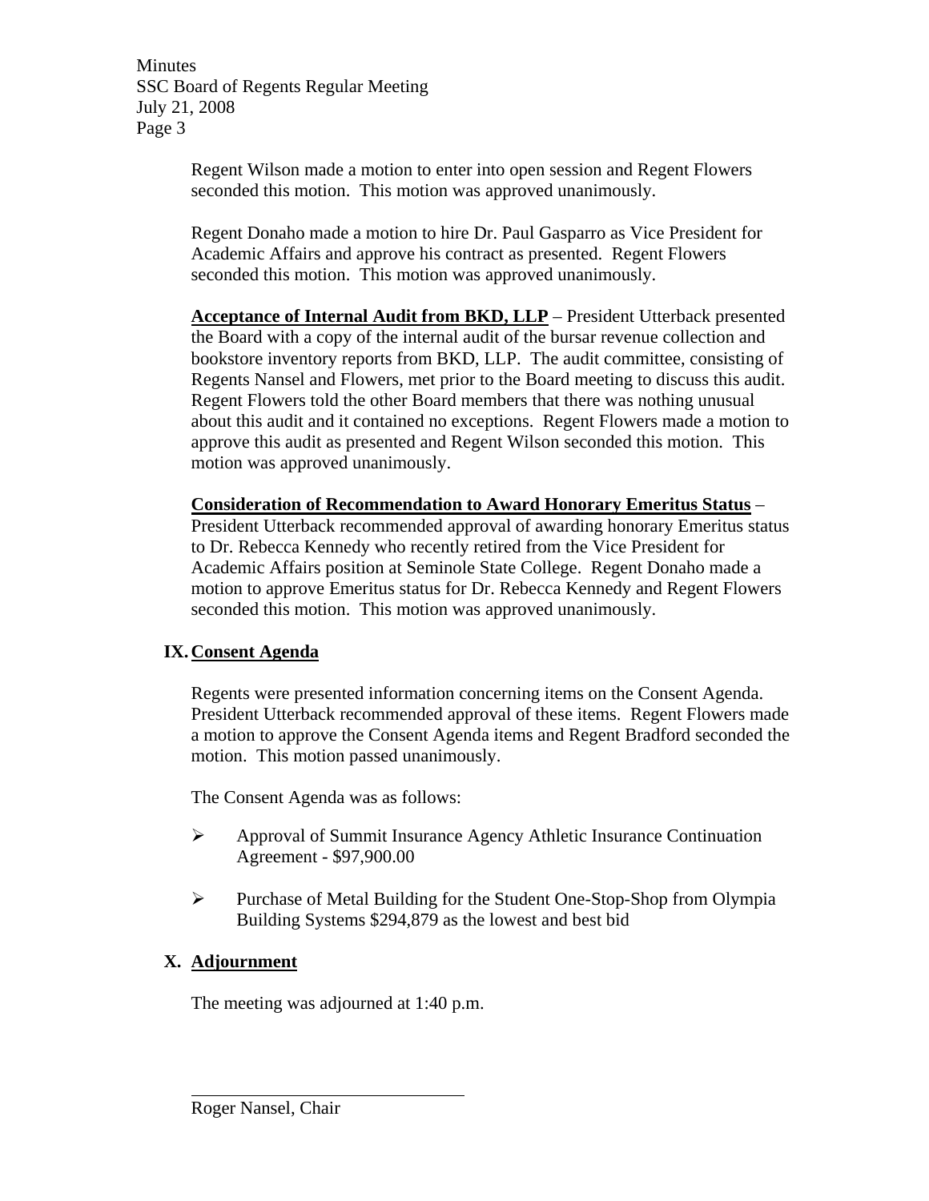Regent Wilson made a motion to enter into open session and Regent Flowers seconded this motion. This motion was approved unanimously.

Regent Donaho made a motion to hire Dr. Paul Gasparro as Vice President for Academic Affairs and approve his contract as presented. Regent Flowers seconded this motion. This motion was approved unanimously.

**Acceptance of Internal Audit from BKD, LLP** – President Utterback presented the Board with a copy of the internal audit of the bursar revenue collection and bookstore inventory reports from BKD, LLP. The audit committee, consisting of Regents Nansel and Flowers, met prior to the Board meeting to discuss this audit. Regent Flowers told the other Board members that there was nothing unusual about this audit and it contained no exceptions. Regent Flowers made a motion to approve this audit as presented and Regent Wilson seconded this motion. This motion was approved unanimously.

**Consideration of Recommendation to Award Honorary Emeritus Status** – President Utterback recommended approval of awarding honorary Emeritus status to Dr. Rebecca Kennedy who recently retired from the Vice President for Academic Affairs position at Seminole State College. Regent Donaho made a motion to approve Emeritus status for Dr. Rebecca Kennedy and Regent Flowers seconded this motion. This motion was approved unanimously.

## IX. Consent Agenda

Regents were presented information concerning items on the Consent Agenda. President Utterback recommended approval of these items. Regent Flowers made a motion to approve the Consent Agenda items and Regent Bradford seconded the motion. This motion passed unanimously.

The Consent Agenda was as follows:

- Approval of Summit Insurance Agency Athletic Insurance Continuation Agreement - $97,900.00
- Purchase of Metal Building for the Student One-Stop-Shop from Olympia Building Systems $294,879 as the lowest and best bid

## X. Adjournment

The meeting was adjourned at 1:40 p.m.

\_\_\_\_\_\_\_\_\_\_\_\_\_\_\_\_\_\_\_\_\_\_\_\_\_\_\_\_\_\_

Roger Nansel, Chair